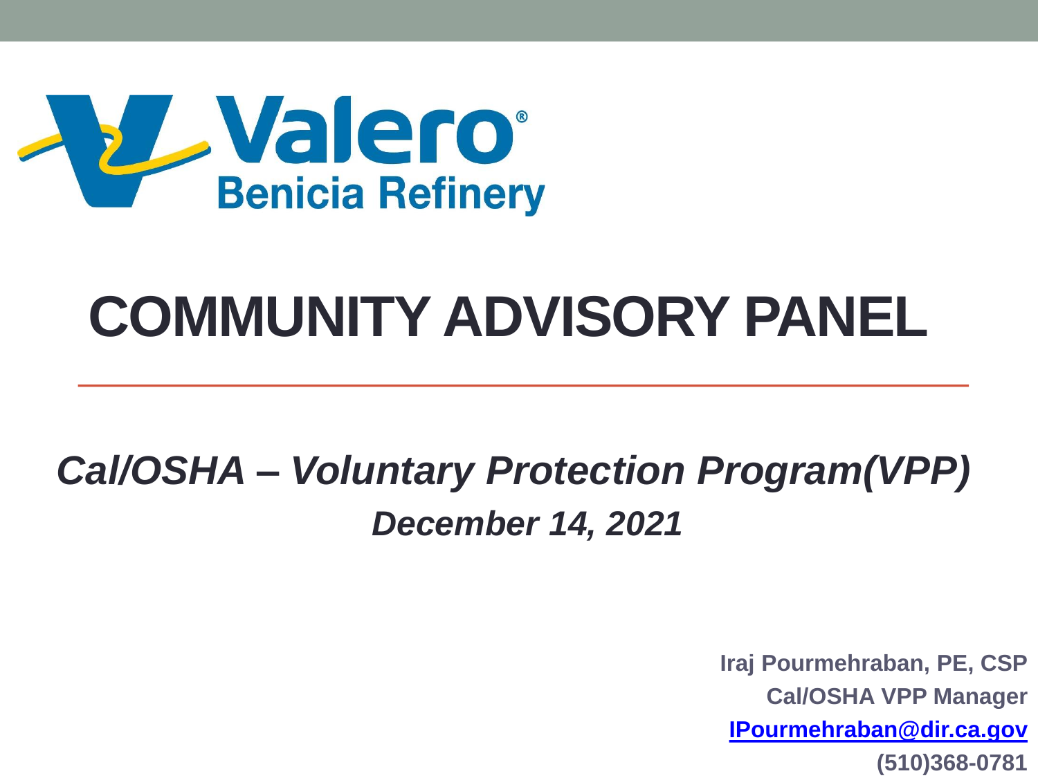Valero
Benicia Refinery

# COMMUNITY ADVISORY PANEL

***Cal/OSHA – Voluntary Protection Program(VPP)***

***December 14, 2021***

**Iraj Pourmehraban, PE, CSP**
**Cal/OSHA VPP Manager**
**IPourmehraban@dir.ca.gov**
**(510)368-0781**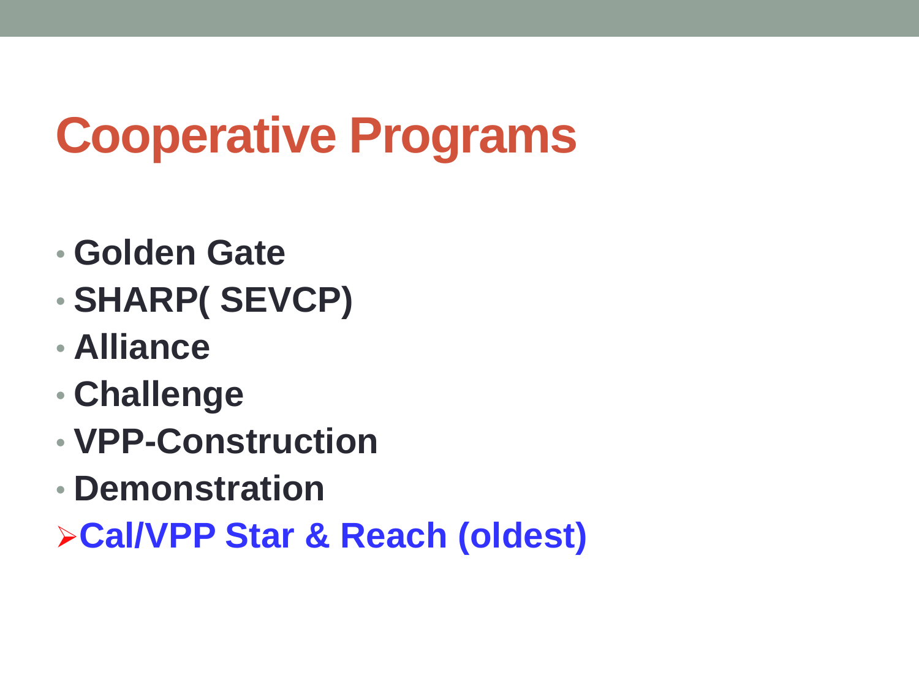# Cooperative Programs

- **Golden Gate**
- **SHARP( SEVCP)**
- **Alliance**
- **Challenge**
- **VPP-Construction**
- **Demonstration**

➢ **Cal/VPP Star & Reach (oldest)**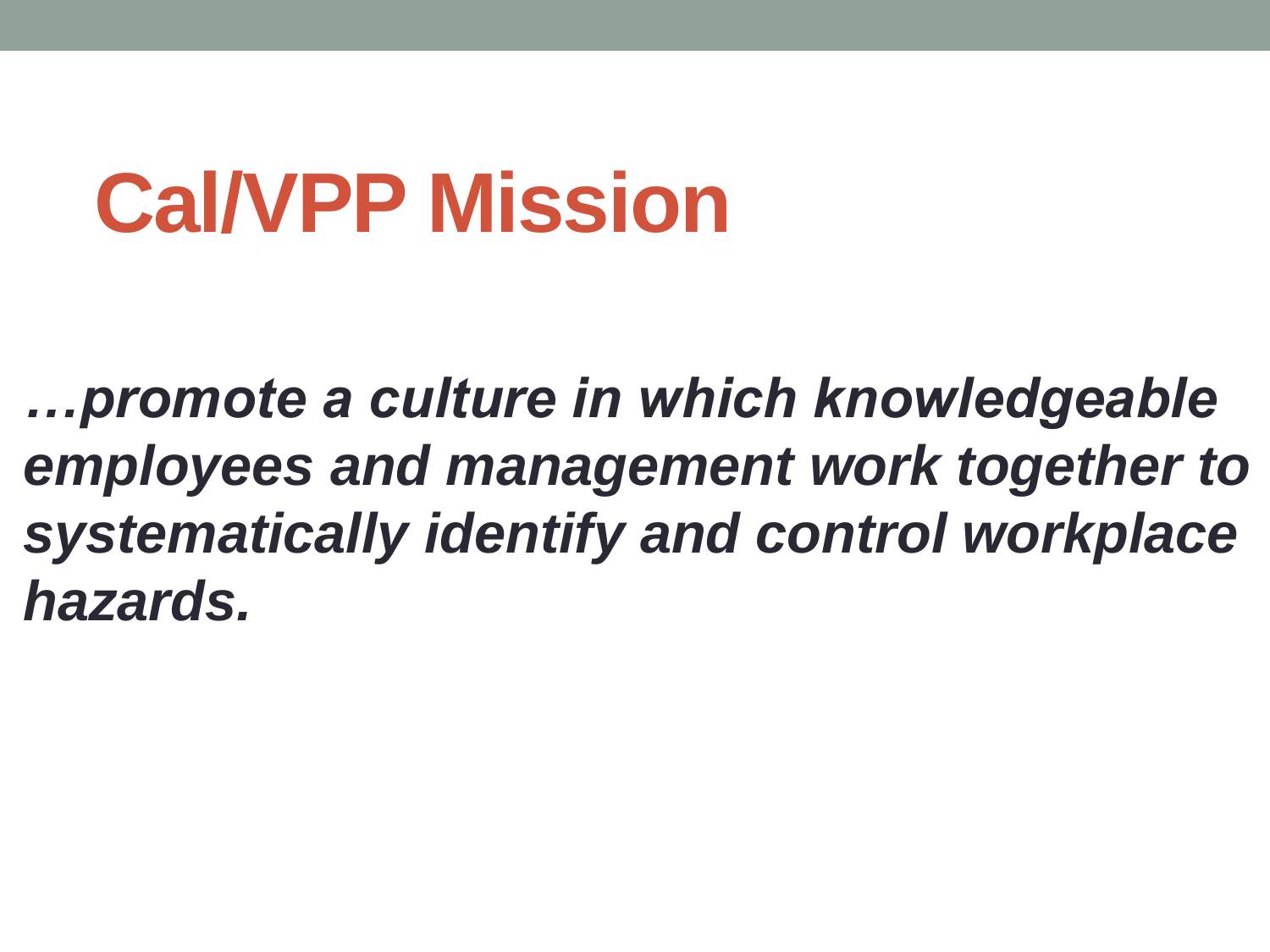# Cal/VPP Mission

***…promote a culture in which knowledgeable employees and management work together to systematically identify and control workplace hazards.***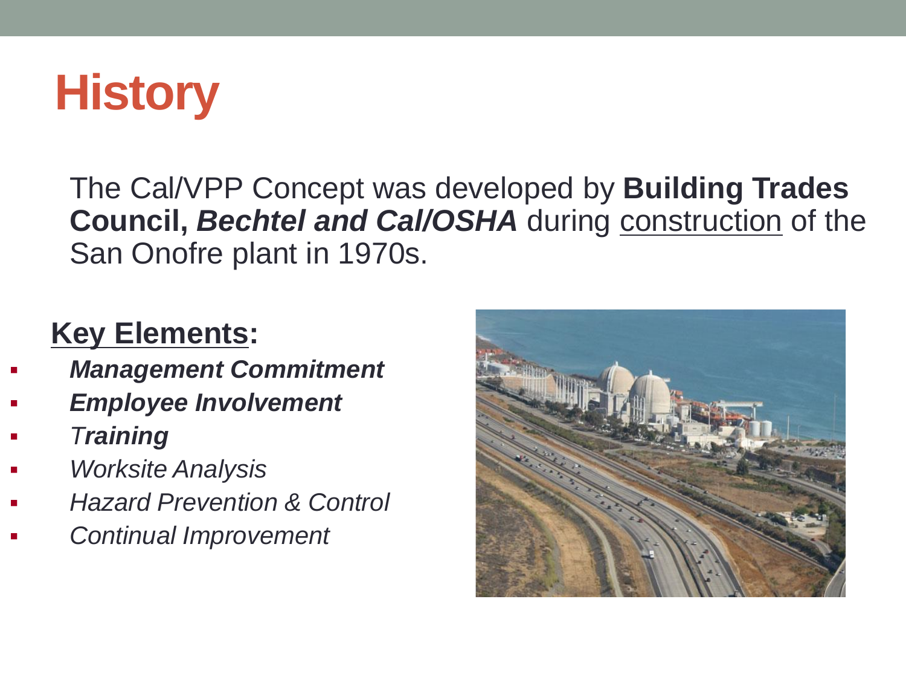# History

The Cal/VPP Concept was developed by **Building Trades Council, *Bechtel and Cal/OSHA*** during construction of the San Onofre plant in 1970s.

## Key Elements:

- ***Management Commitment***
- ***Employee Involvement***
- *T**raining***
- *Worksite Analysis*
- *Hazard Prevention & Control*
- *Continual Improvement*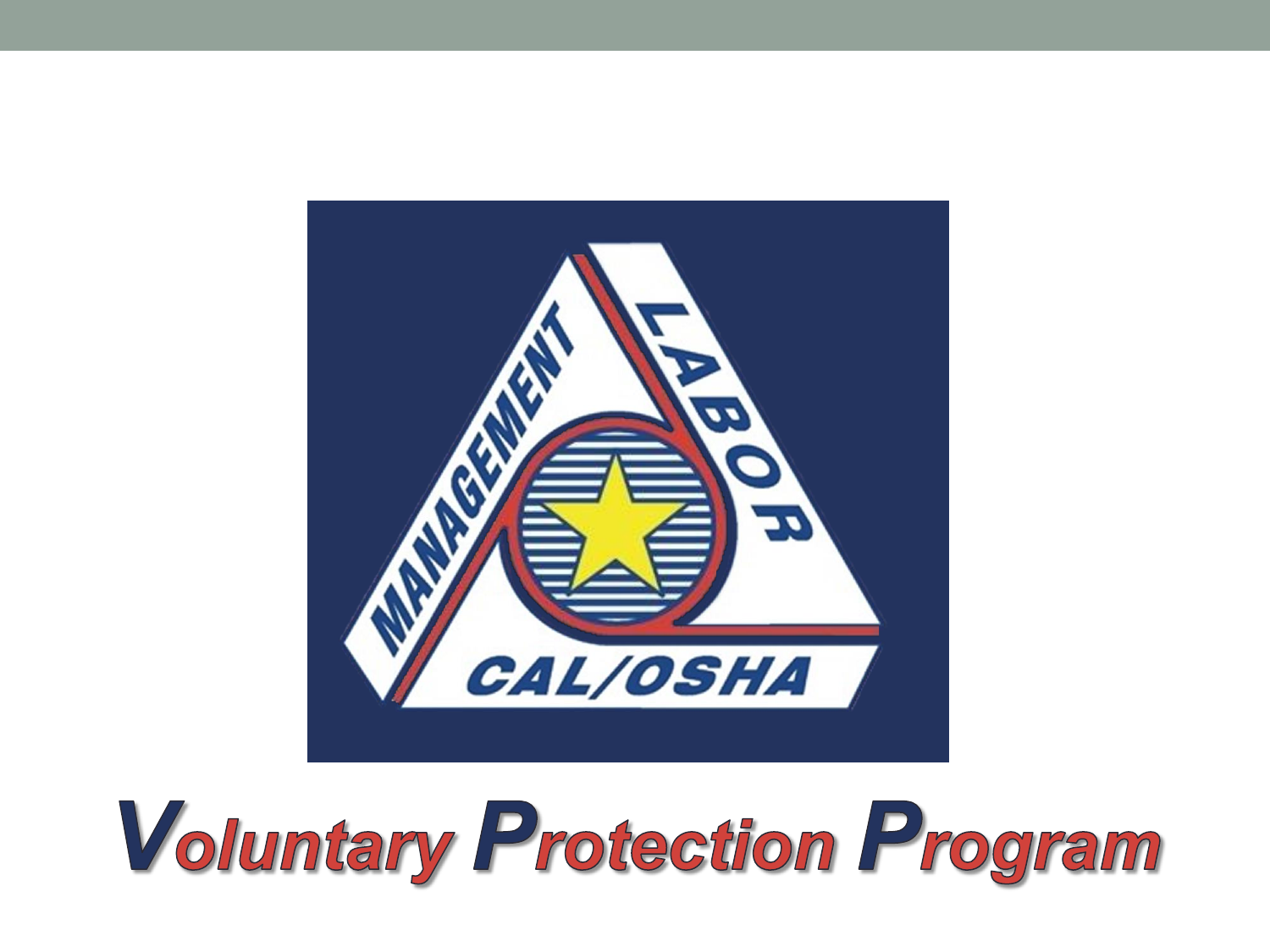MANAGEMENT

LABOR

CAL/OSHA

# Voluntary Protection Program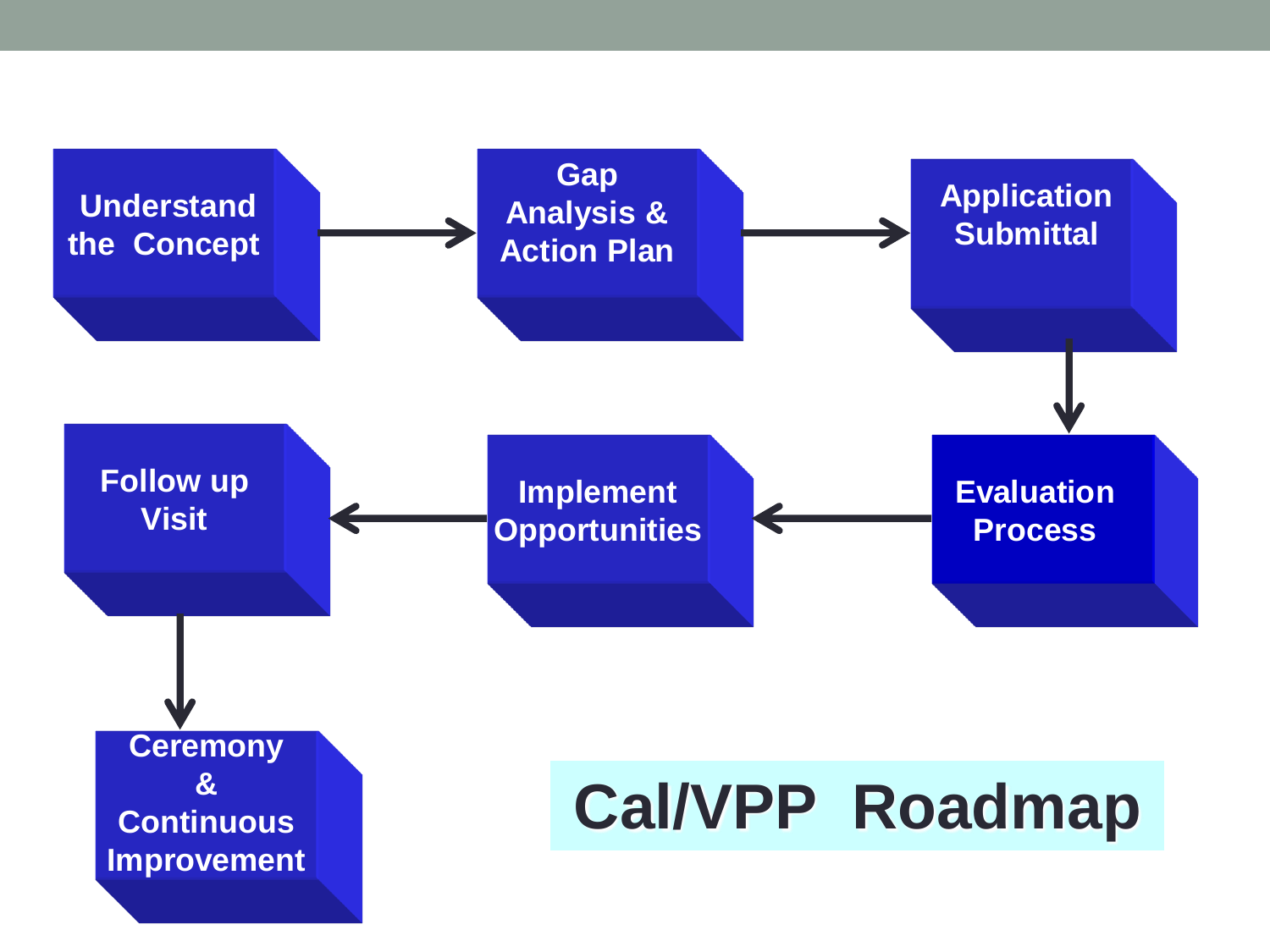# Cal/VPP Roadmap

1. Understand the Concept
2. Gap Analysis & Action Plan
3. Application Submittal
4. Evaluation Process
5. Implement Opportunities
6. Follow up Visit
7. Ceremony & Continuous Improvement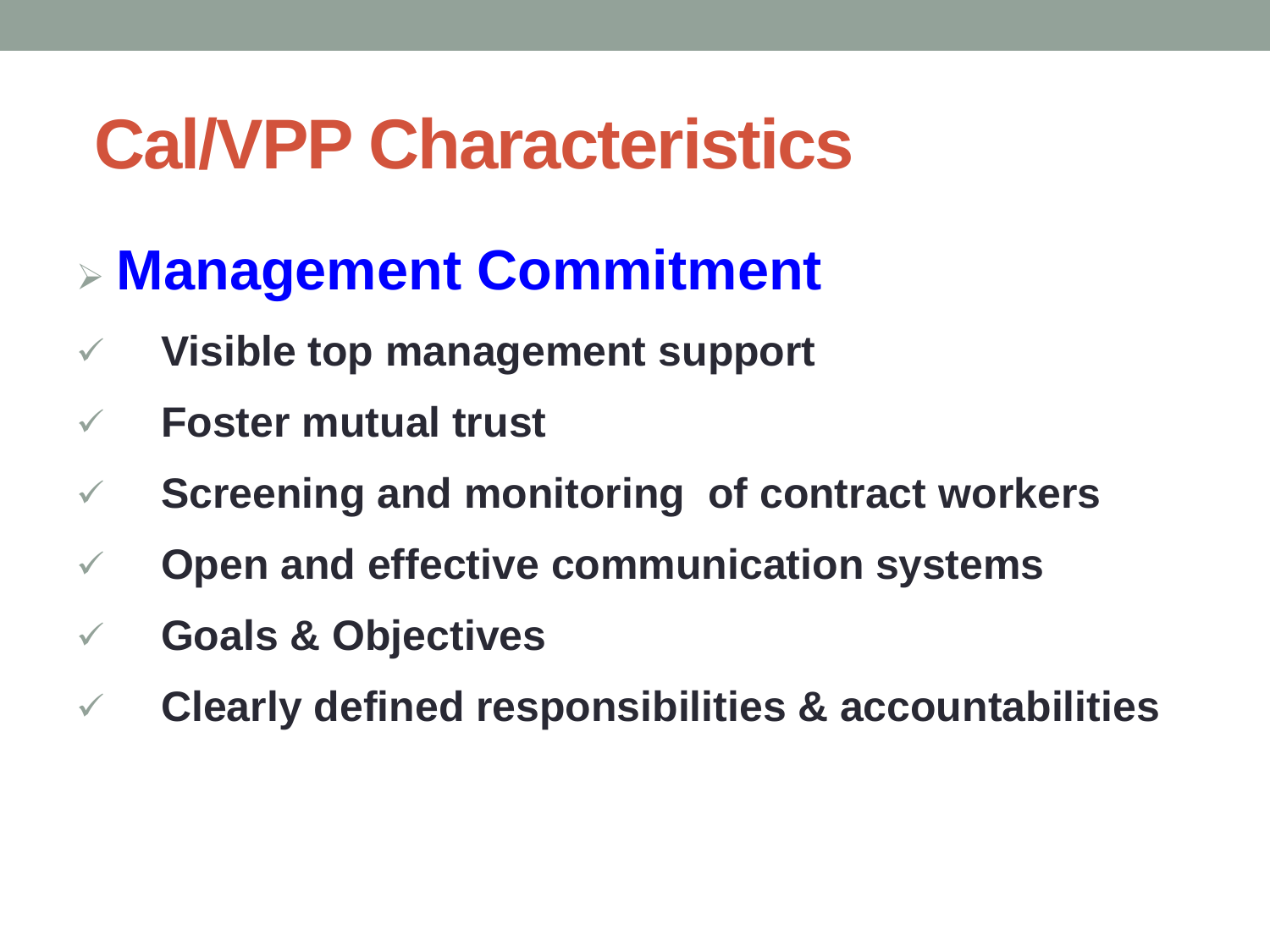# Cal/VPP Characteristics

- **Management Commitment**
  - ✓ **Visible top management support**
  - ✓ **Foster mutual trust**
  - ✓ **Screening and monitoring of contract workers**
  - ✓ **Open and effective communication systems**
  - ✓ **Goals & Objectives**
  - ✓ **Clearly defined responsibilities & accountabilities**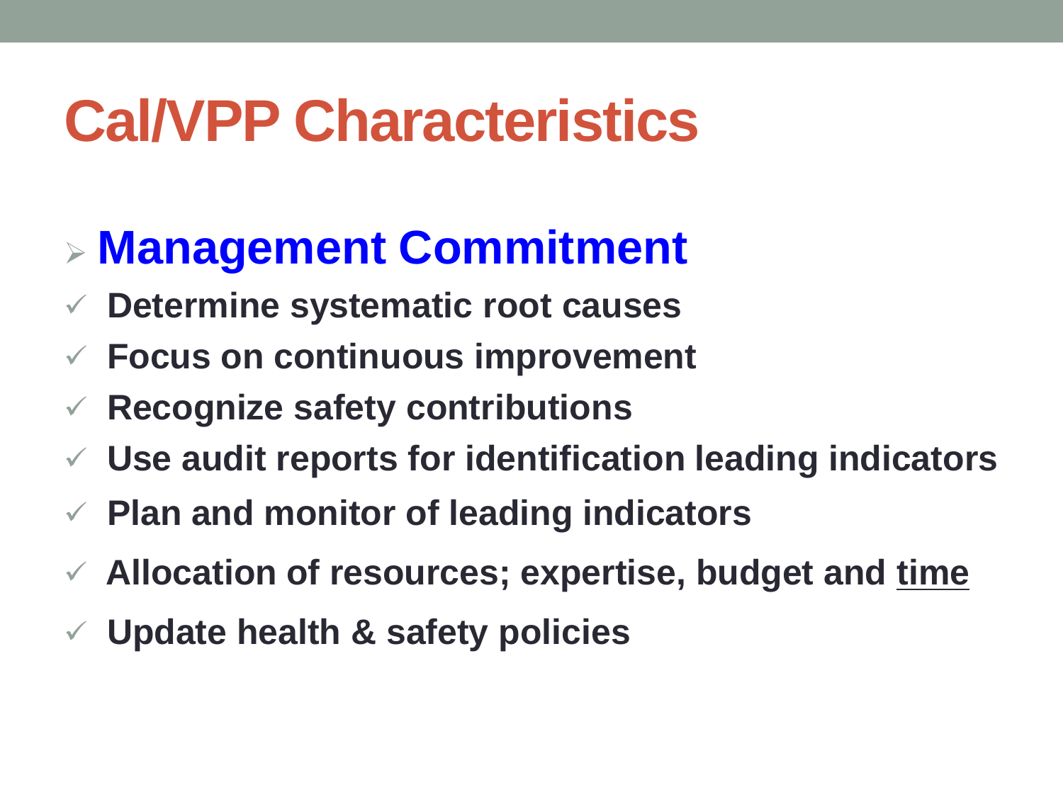# Cal/VPP Characteristics

## Management Commitment

- ✓ **Determine systematic root causes**
- ✓ **Focus on continuous improvement**
- ✓ **Recognize safety contributions**
- ✓ **Use audit reports for identification leading indicators**
- ✓ **Plan and monitor of leading indicators**
- ✓ **Allocation of resources; expertise, budget and <u>time</u>**
- ✓ **Update health & safety policies**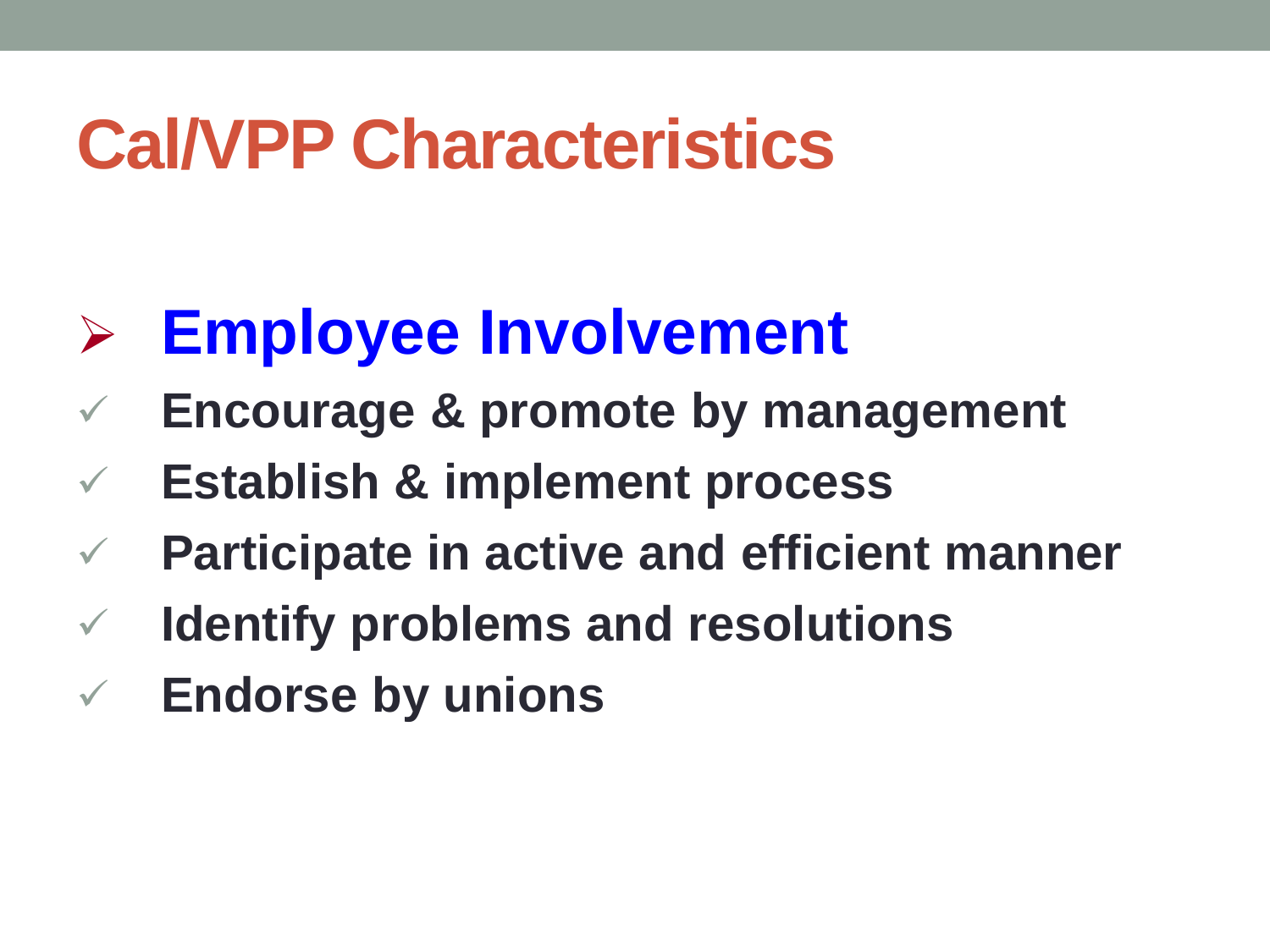# Cal/VPP Characteristics

- **Employee Involvement**
  - ✓ **Encourage & promote by management**
  - ✓ **Establish & implement process**
  - ✓ **Participate in active and efficient manner**
  - ✓ **Identify problems and resolutions**
  - ✓ **Endorse by unions**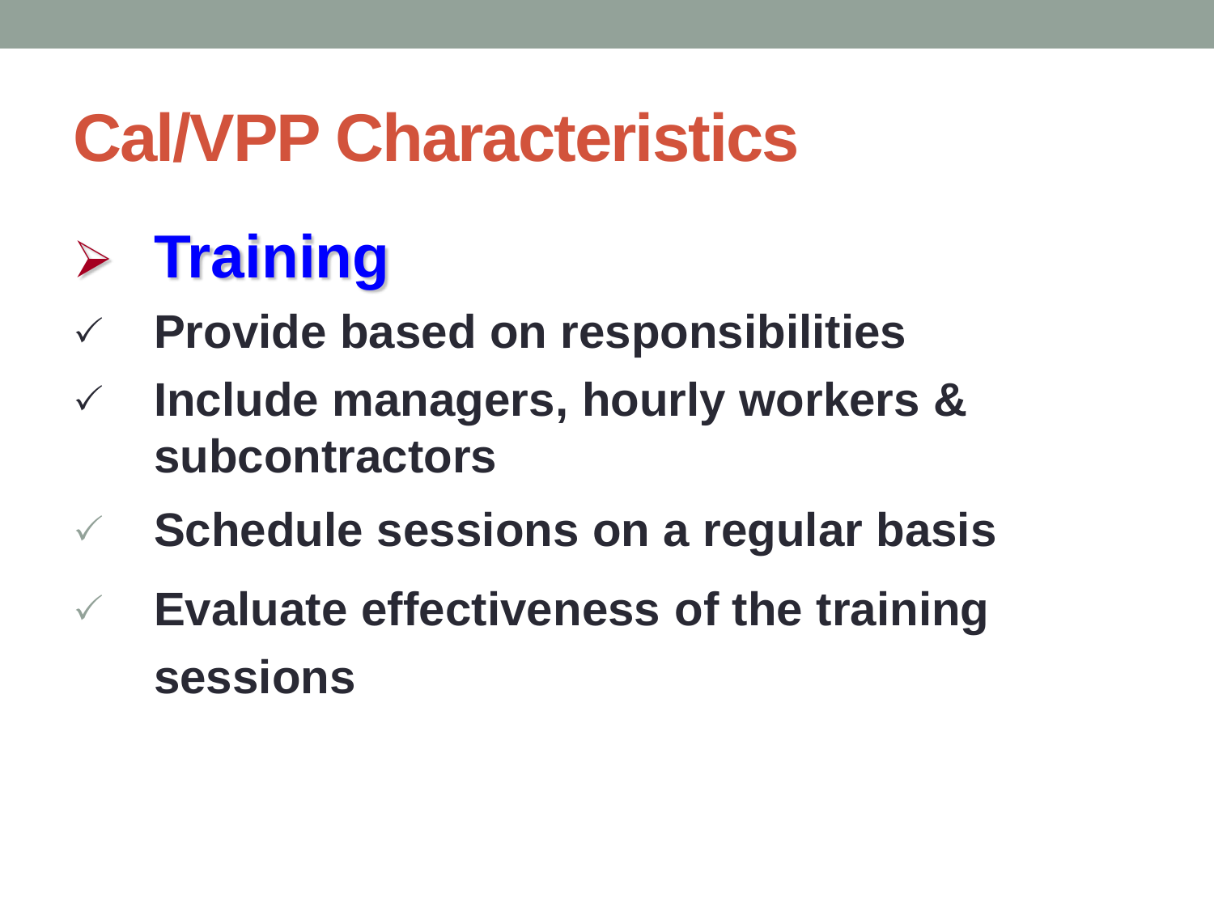# Cal/VPP Characteristics

## Training

- ✓ Provide based on responsibilities
- ✓ Include managers, hourly workers & subcontractors
- ✓ Schedule sessions on a regular basis
- ✓ Evaluate effectiveness of the training sessions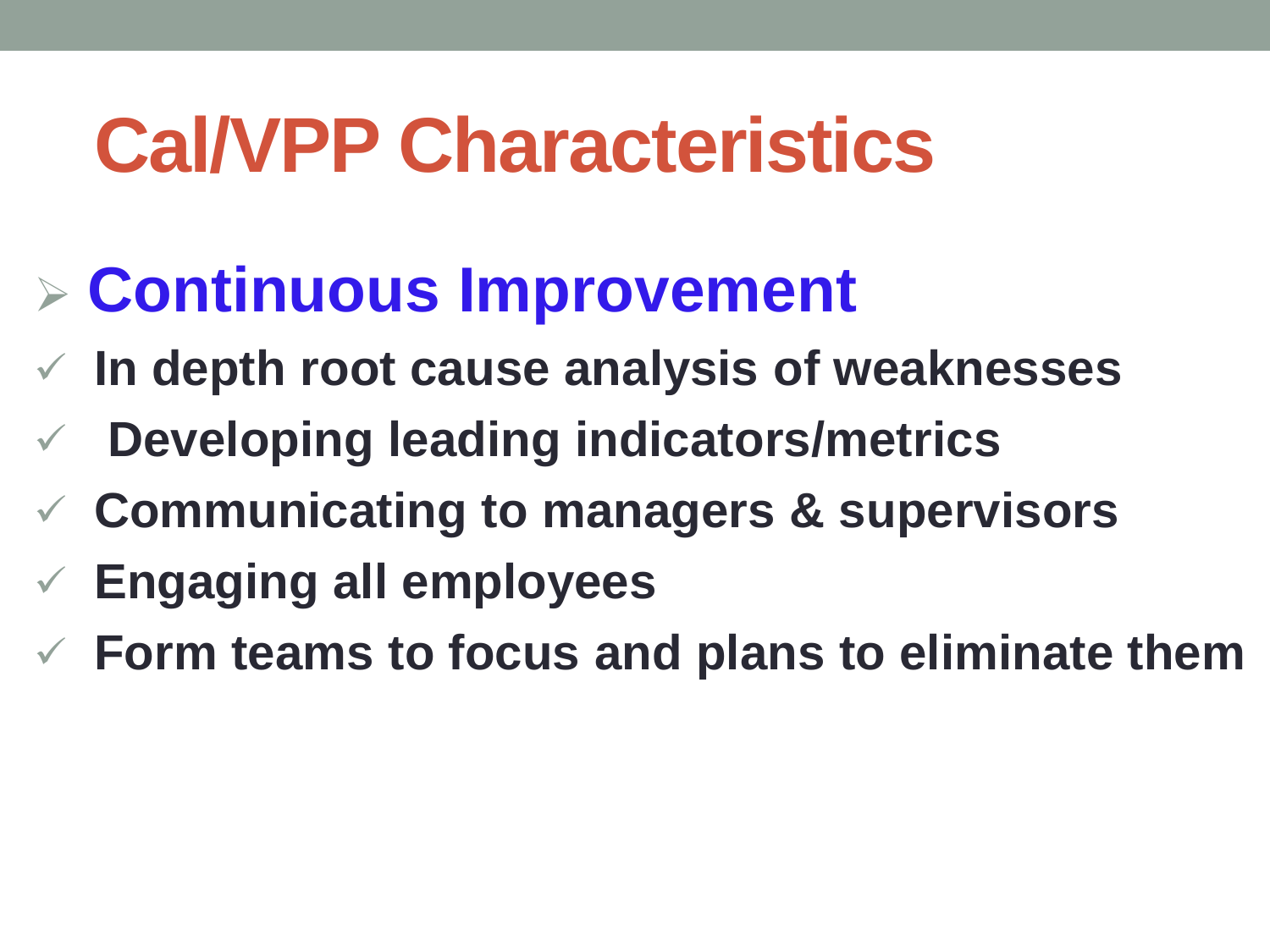# Cal/VPP Characteristics

- **Continuous Improvement**
  - In depth root cause analysis of weaknesses
  - Developing leading indicators/metrics
  - Communicating to managers & supervisors
  - Engaging all employees
  - Form teams to focus and plans to eliminate them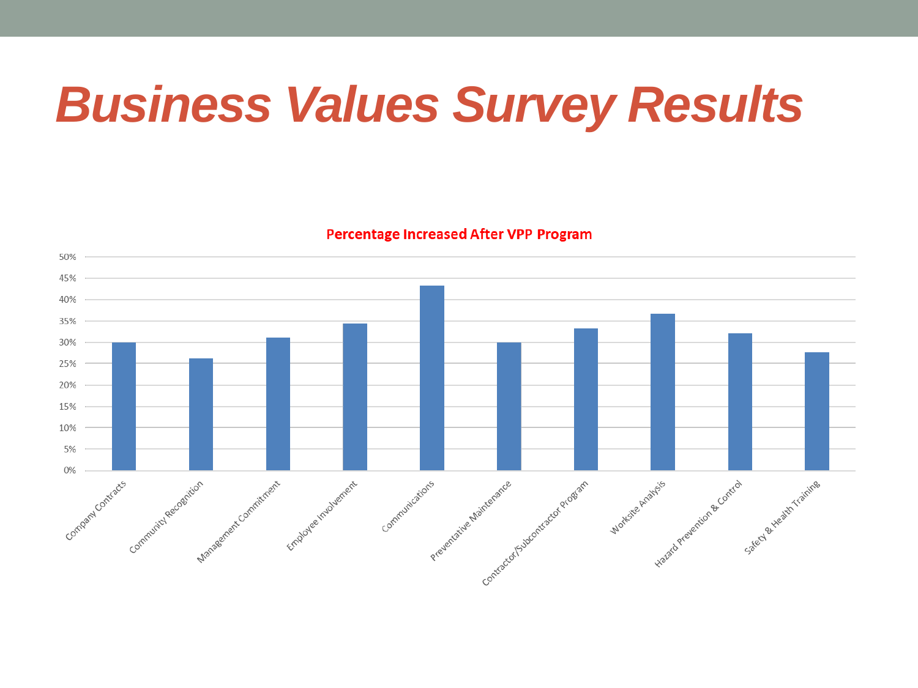# Business Values Survey Results

**Percentage Increased After VPP Program**

| Category | Percentage Increased |
|---|---|
| Company Contracts | 30% |
| Community Recognition | 26% |
| Management Commitment | 31% |
| Employee Involvement | 34% |
| Communications | 43% |
| Preventative Maintenance | 30% |
| Contractor/Subcontractor Program | 33% |
| Worksite Analysis | 37% |
| Hazard Prevention & Control | 32% |
| Safety & Health Training | 28% |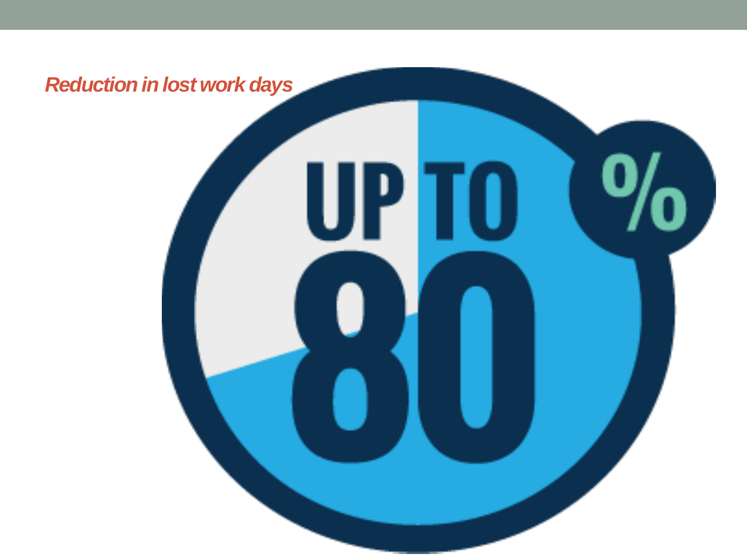*Reduction in lost work days*

UP TO 80 %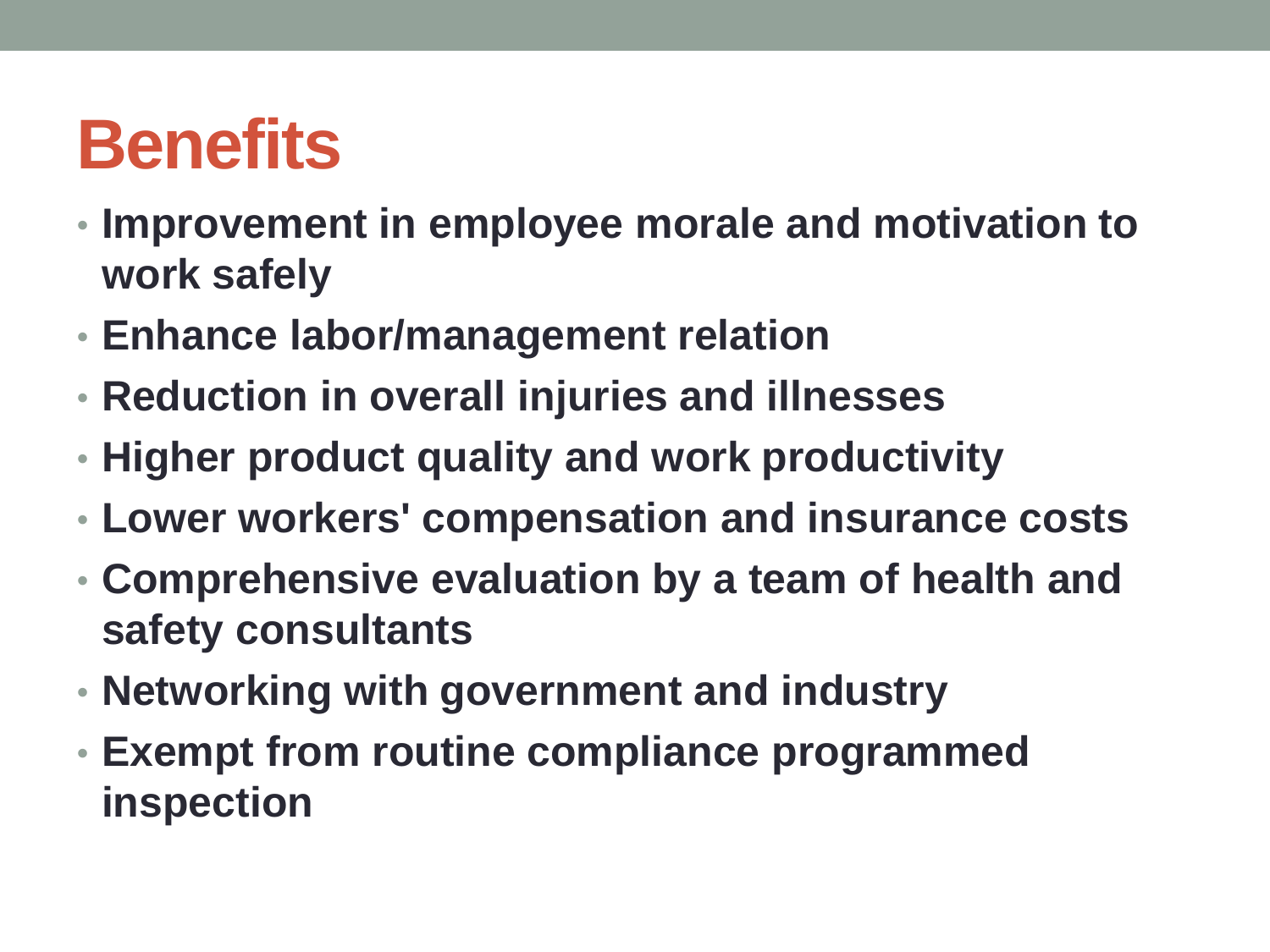# Benefits

- **Improvement in employee morale and motivation to work safely**
- **Enhance labor/management relation**
- **Reduction in overall injuries and illnesses**
- **Higher product quality and work productivity**
- **Lower workers' compensation and insurance costs**
- **Comprehensive evaluation by a team of health and safety consultants**
- **Networking with government and industry**
- **Exempt from routine compliance programmed inspection**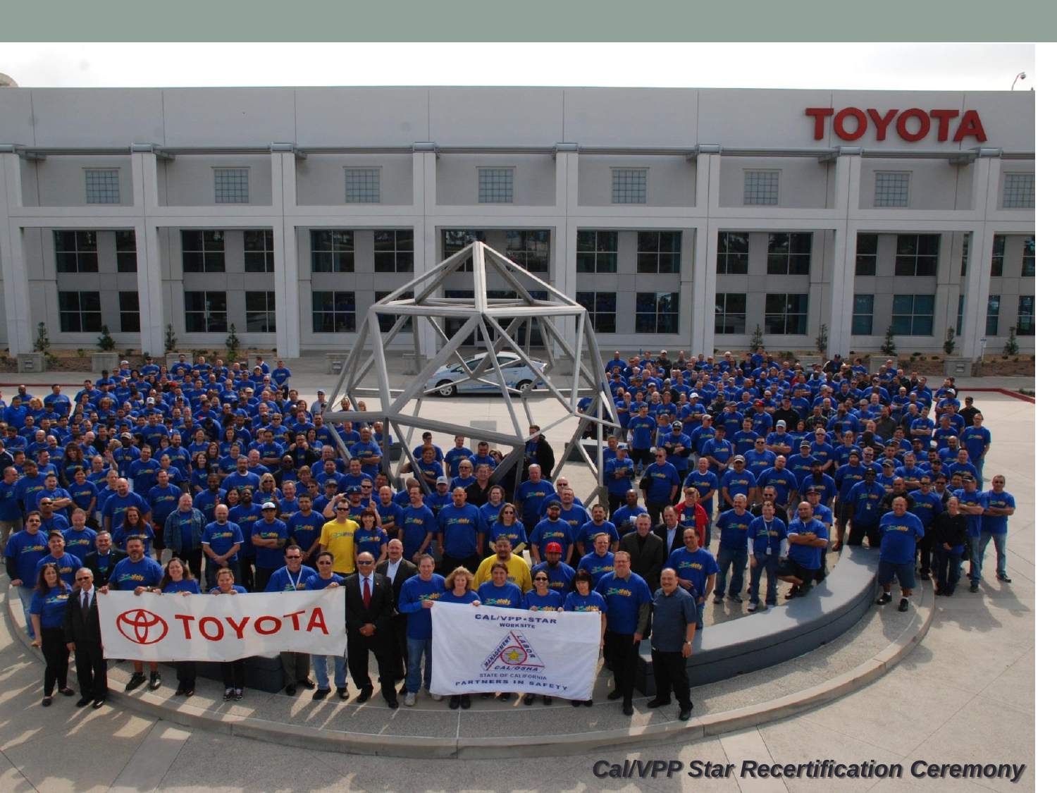*Cal/VPP Star Recertification Ceremony*